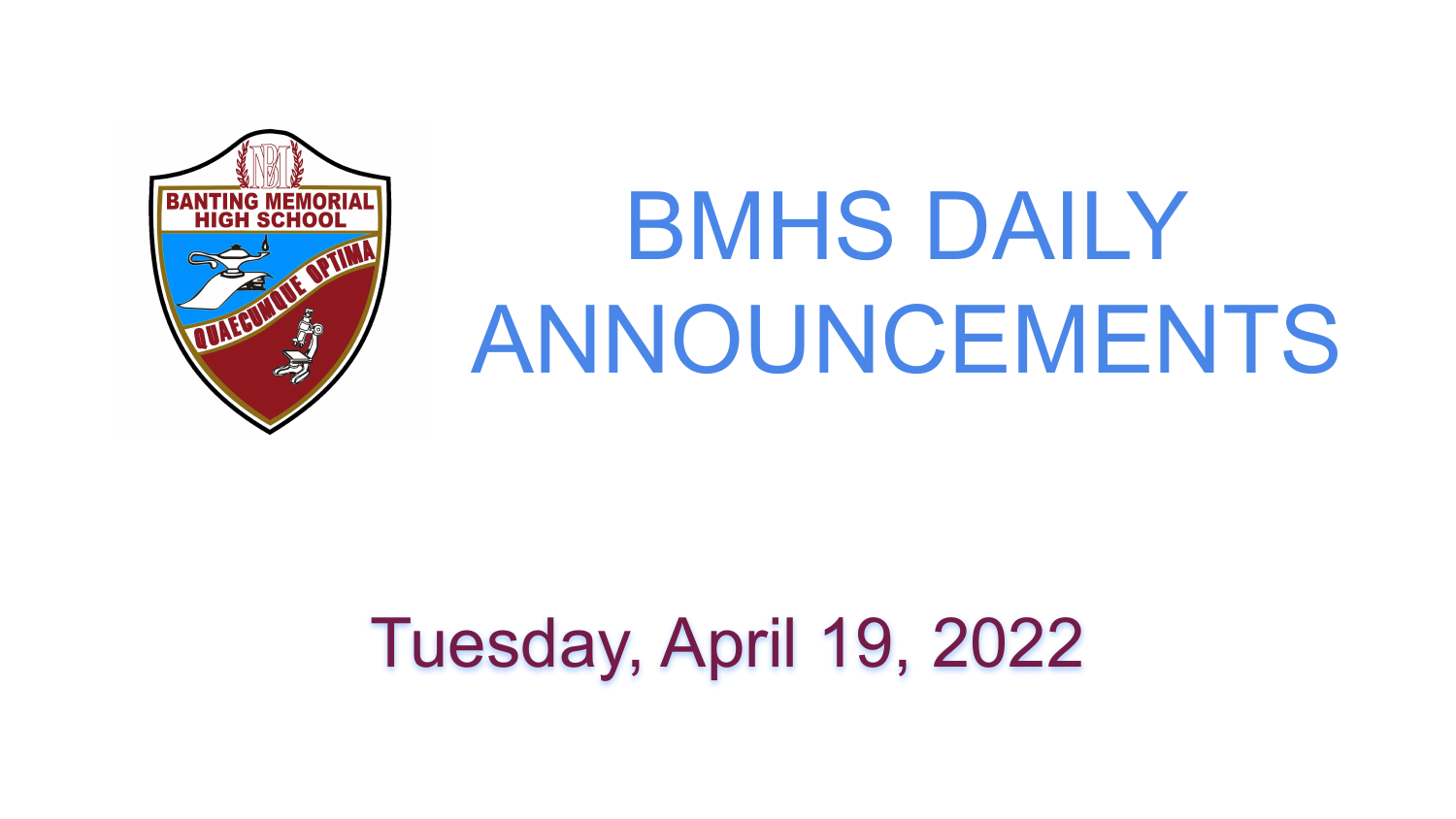# BMHS DAILY ANNOUNCEMENTS

Tuesday, April 19, 2022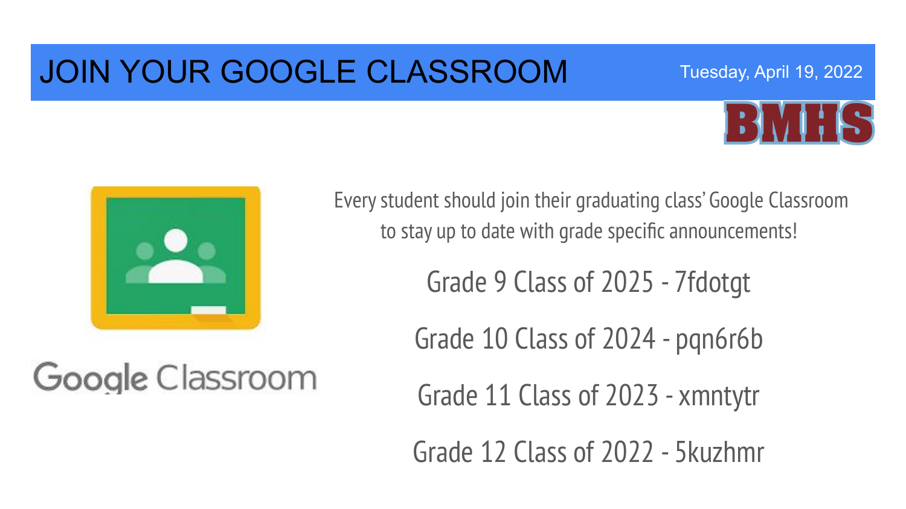# JOIN YOUR GOOGLE CLASSROOM

Tuesday, April 19, 2022

BMHS

Google Classroom

Every student should join their graduating class' Google Classroom to stay up to date with grade specific announcements!

Grade 9 Class of 2025 - 7fdotgt

Grade 10 Class of 2024 - pqn6r6b

Grade 11 Class of 2023 - xmntytr

Grade 12 Class of 2022 - 5kuzhmr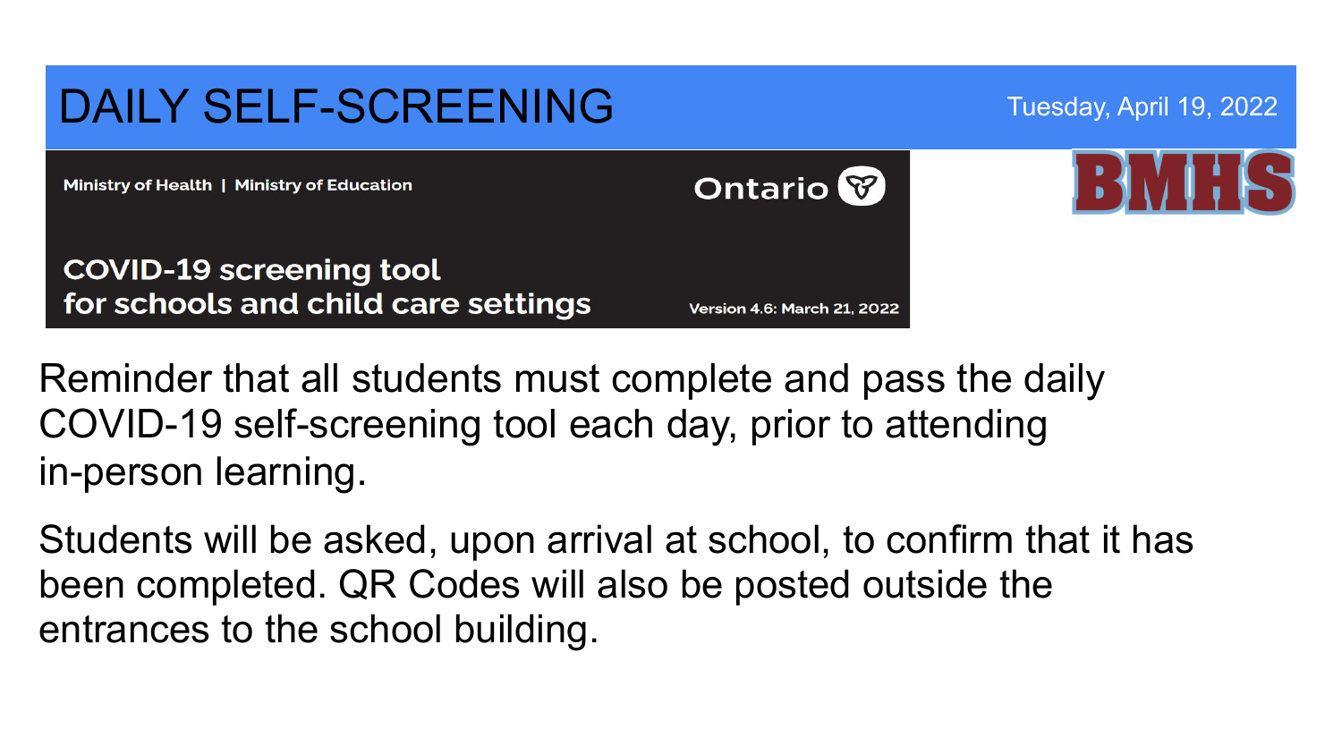# DAILY SELF-SCREENING

Tuesday, April 19, 2022

Ministry of Health | Ministry of Education

Ontario

**COVID-19 screening tool for schools and child care settings**

Version 4.6: March 21, 2022

BMHS

Reminder that all students must complete and pass the daily COVID-19 self-screening tool each day, prior to attending in-person learning.

Students will be asked, upon arrival at school, to confirm that it has been completed. QR Codes will also be posted outside the entrances to the school building.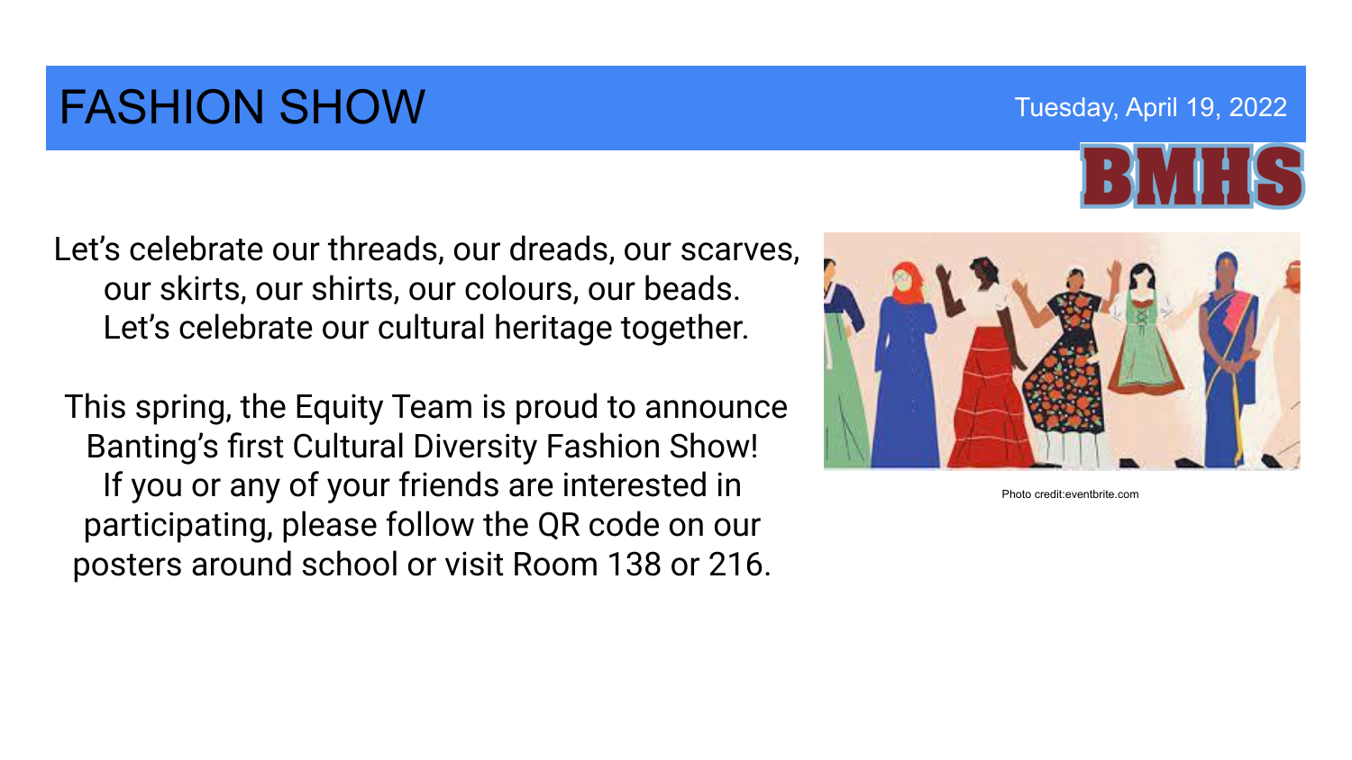# FASHION SHOW

Tuesday, April 19, 2022

BMHS

Let's celebrate our threads, our dreads, our scarves, our skirts, our shirts, our colours, our beads. Let's celebrate our cultural heritage together.

This spring, the Equity Team is proud to announce Banting's first Cultural Diversity Fashion Show! If you or any of your friends are interested in participating, please follow the QR code on our posters around school or visit Room 138 or 216.

Photo credit:eventbrite.com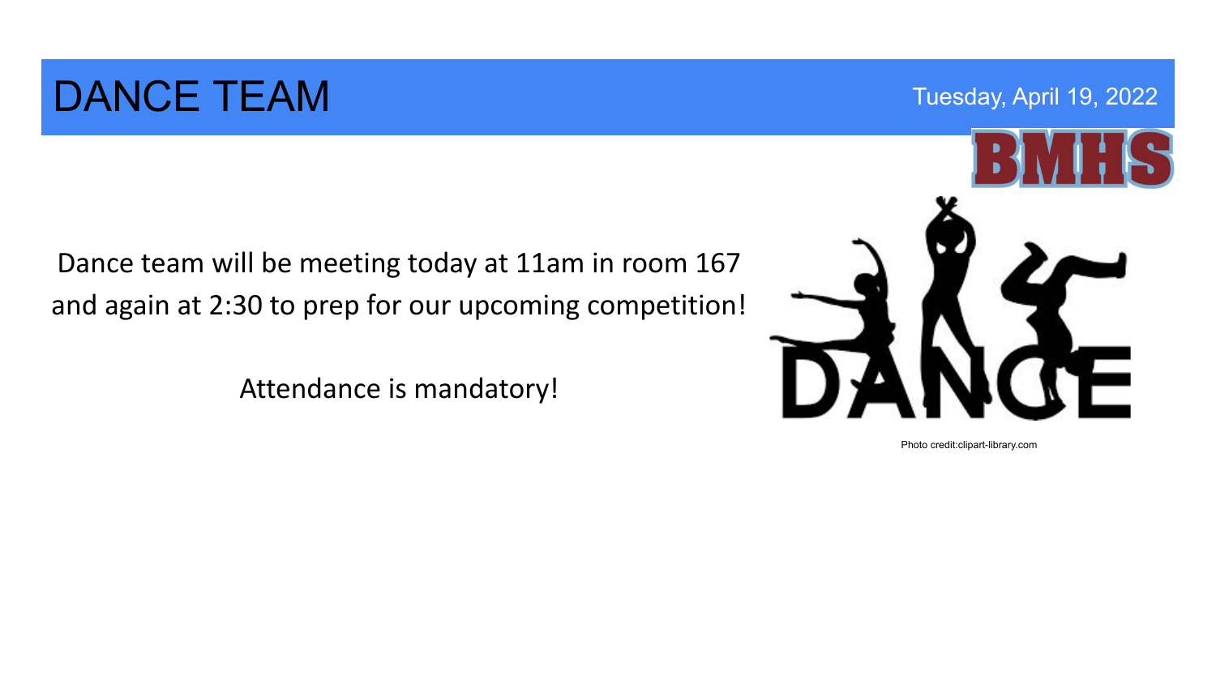# DANCE TEAM

Tuesday, April 19, 2022

BMHS

Dance team will be meeting today at 11am in room 167 and again at 2:30 to prep for our upcoming competition!

Attendance is mandatory!

DANCE

Photo credit:clipart-library.com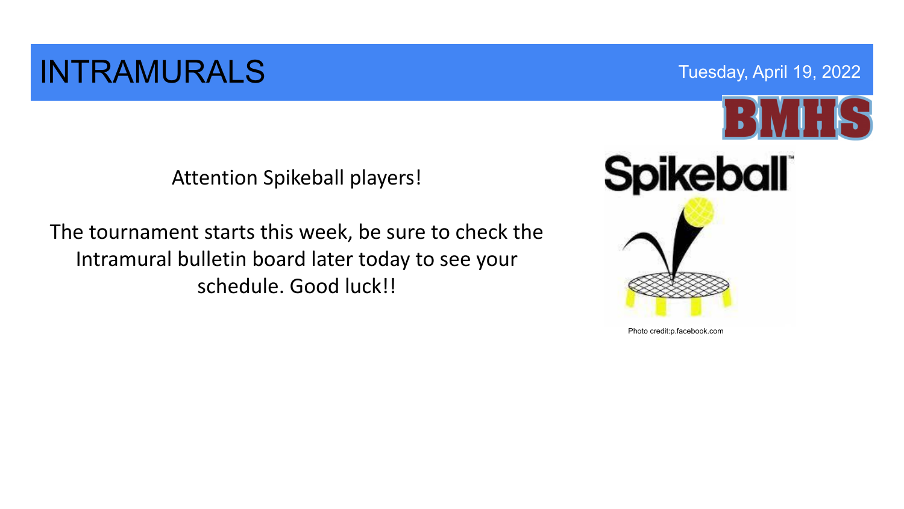# INTRAMURALS

Tuesday, April 19, 2022

Attention Spikeball players!

The tournament starts this week, be sure to check the Intramural bulletin board later today to see your schedule. Good luck!!

Photo credit:p.facebook.com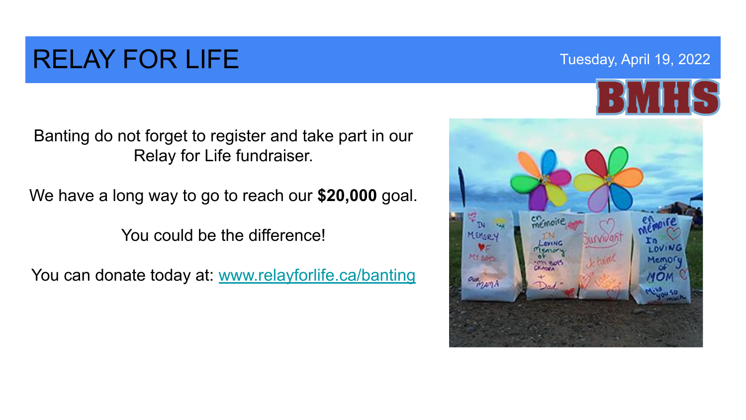# RELAY FOR LIFE

Tuesday, April 19, 2022

BMHS

Banting do not forget to register and take part in our Relay for Life fundraiser.

We have a long way to go to reach our **$20,000** goal.

You could be the difference!

You can donate today at: [www.relayforlife.ca/banting](http://www.relayforlife.ca/banting)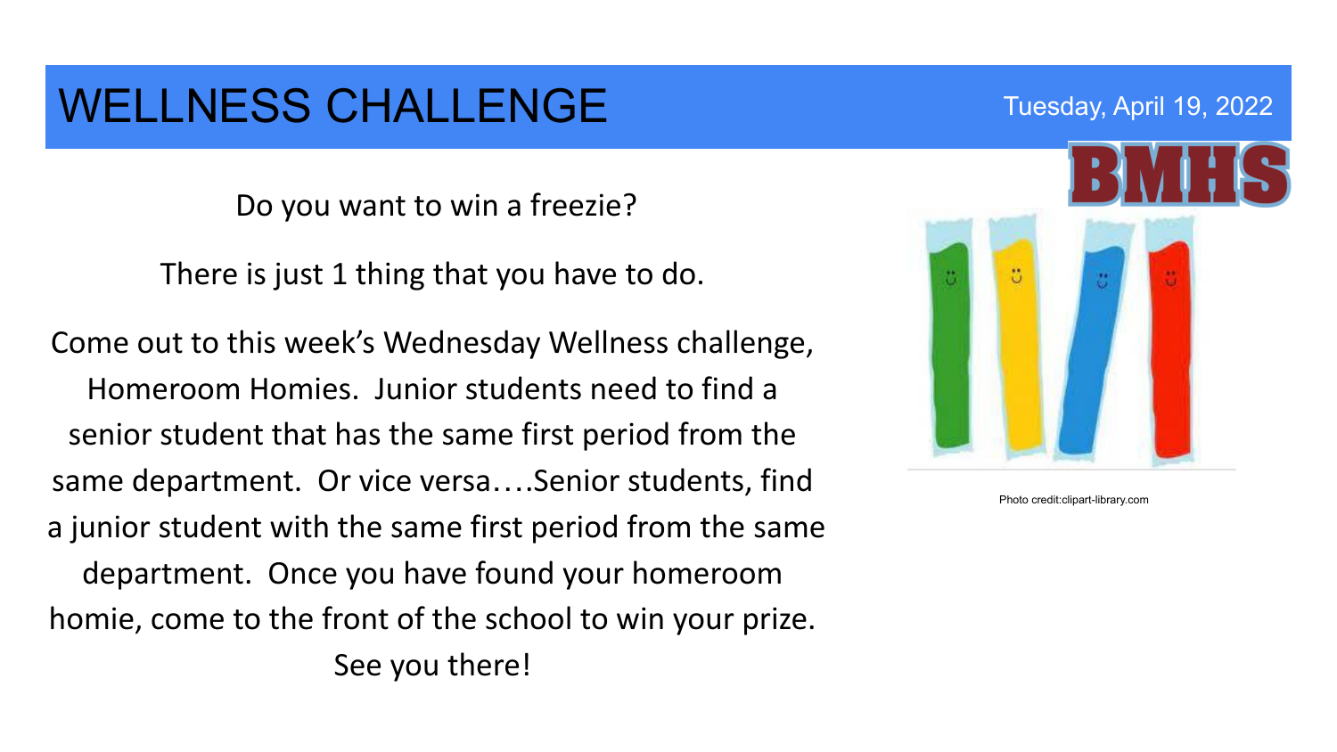# WELLNESS CHALLENGE

Tuesday, April 19, 2022

BMHS

Do you want to win a freezie?

There is just 1 thing that you have to do.

Come out to this week's Wednesday Wellness challenge, Homeroom Homies. Junior students need to find a senior student that has the same first period from the same department. Or vice versa….Senior students, find a junior student with the same first period from the same department. Once you have found your homeroom homie, come to the front of the school to win your prize. See you there!

Photo credit:clipart-library.com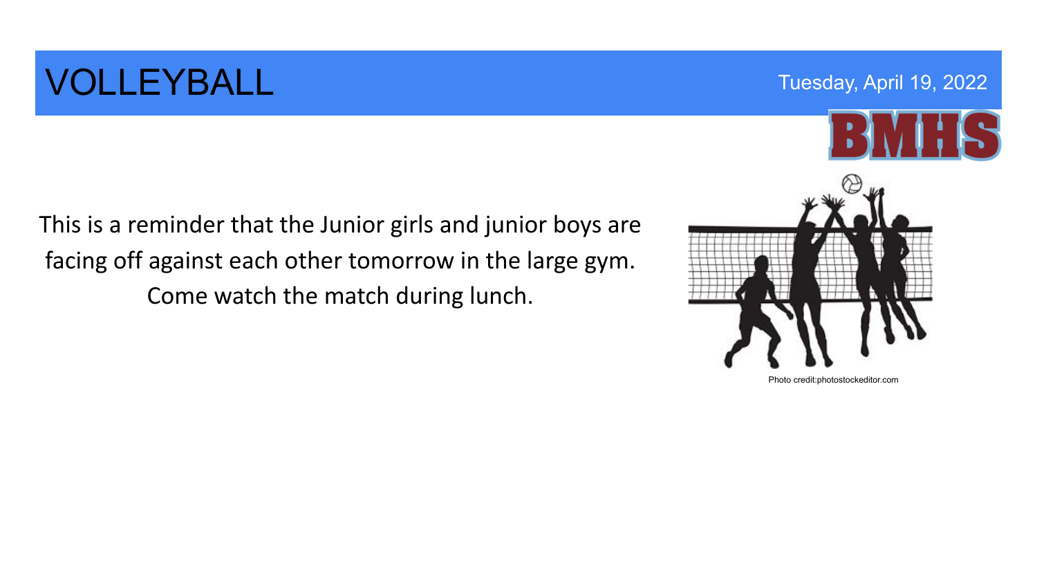# VOLLEYBALL

Tuesday, April 19, 2022

BMHS

This is a reminder that the Junior girls and junior boys are facing off against each other tomorrow in the large gym. Come watch the match during lunch.

Photo credit:photostockeditor.com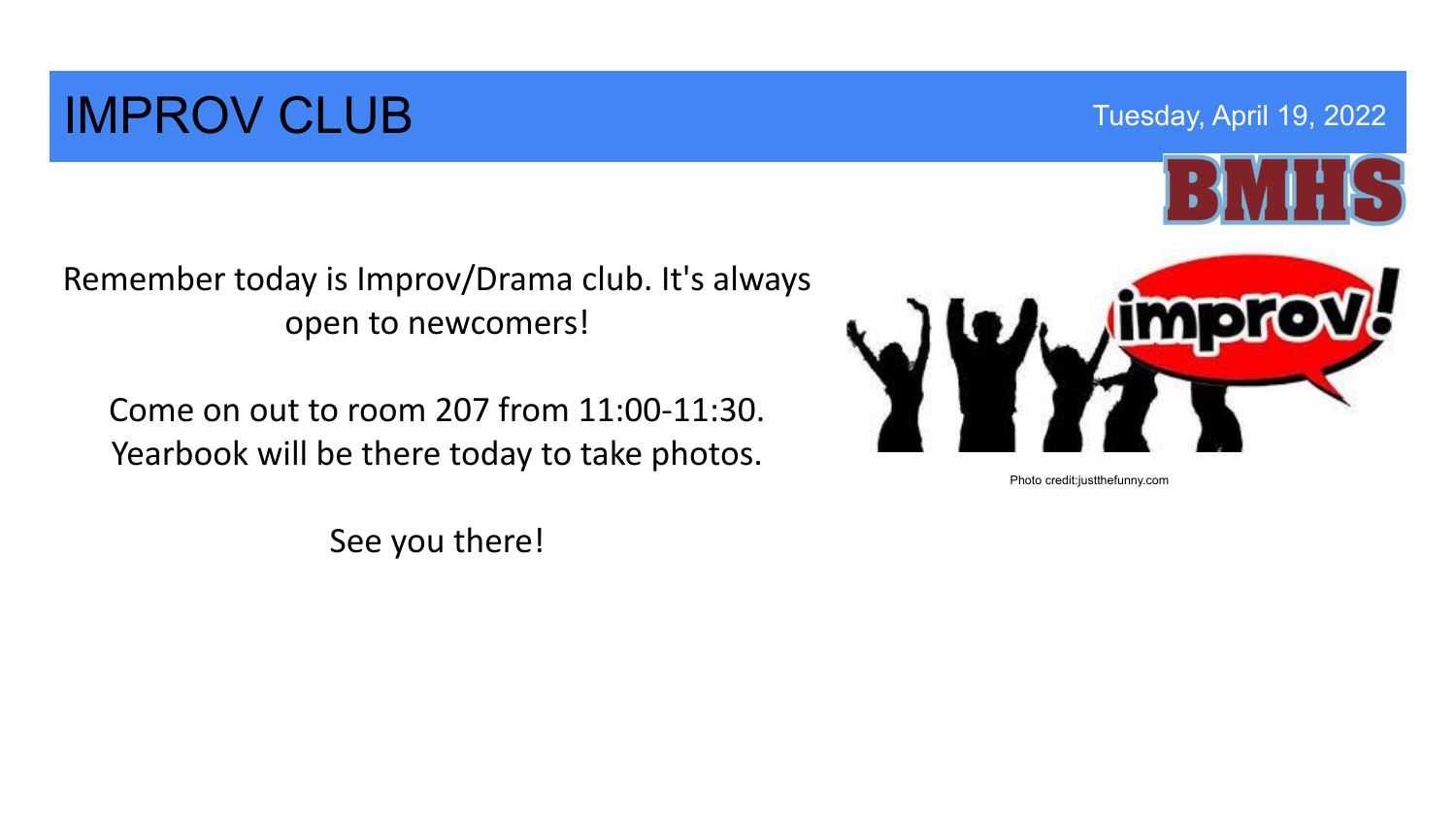# IMPROV CLUB

Tuesday, April 19, 2022

BMHS

Remember today is Improv/Drama club. It's always open to newcomers!

Come on out to room 207 from 11:00-11:30. Yearbook will be there today to take photos.

See you there!

Photo credit:justthefunny.com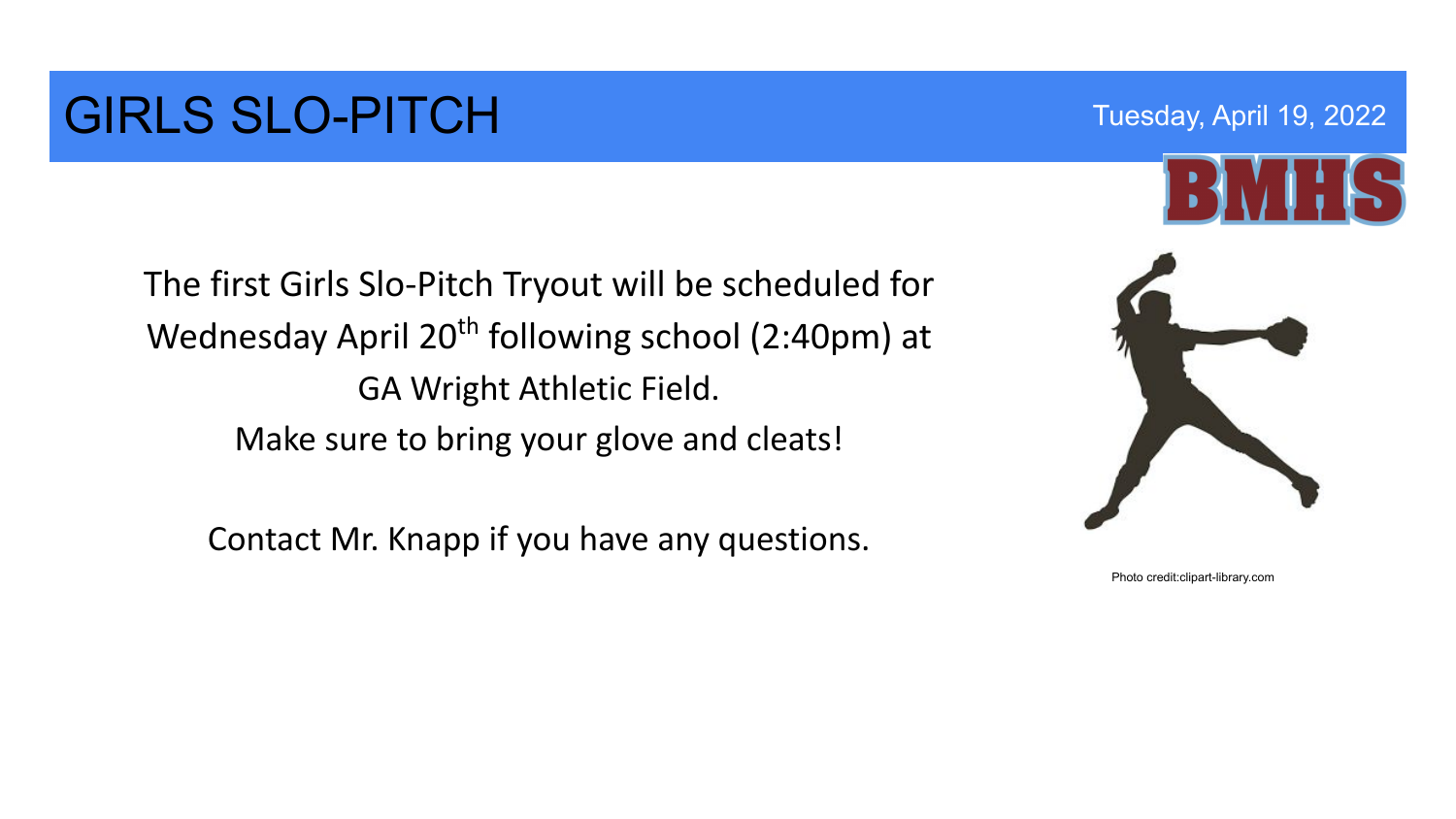# GIRLS SLO-PITCH

Tuesday, April 19, 2022

BMHS

The first Girls Slo-Pitch Tryout will be scheduled for Wednesday April 20th following school (2:40pm) at GA Wright Athletic Field.

Make sure to bring your glove and cleats!

Contact Mr. Knapp if you have any questions.

Photo credit:clipart-library.com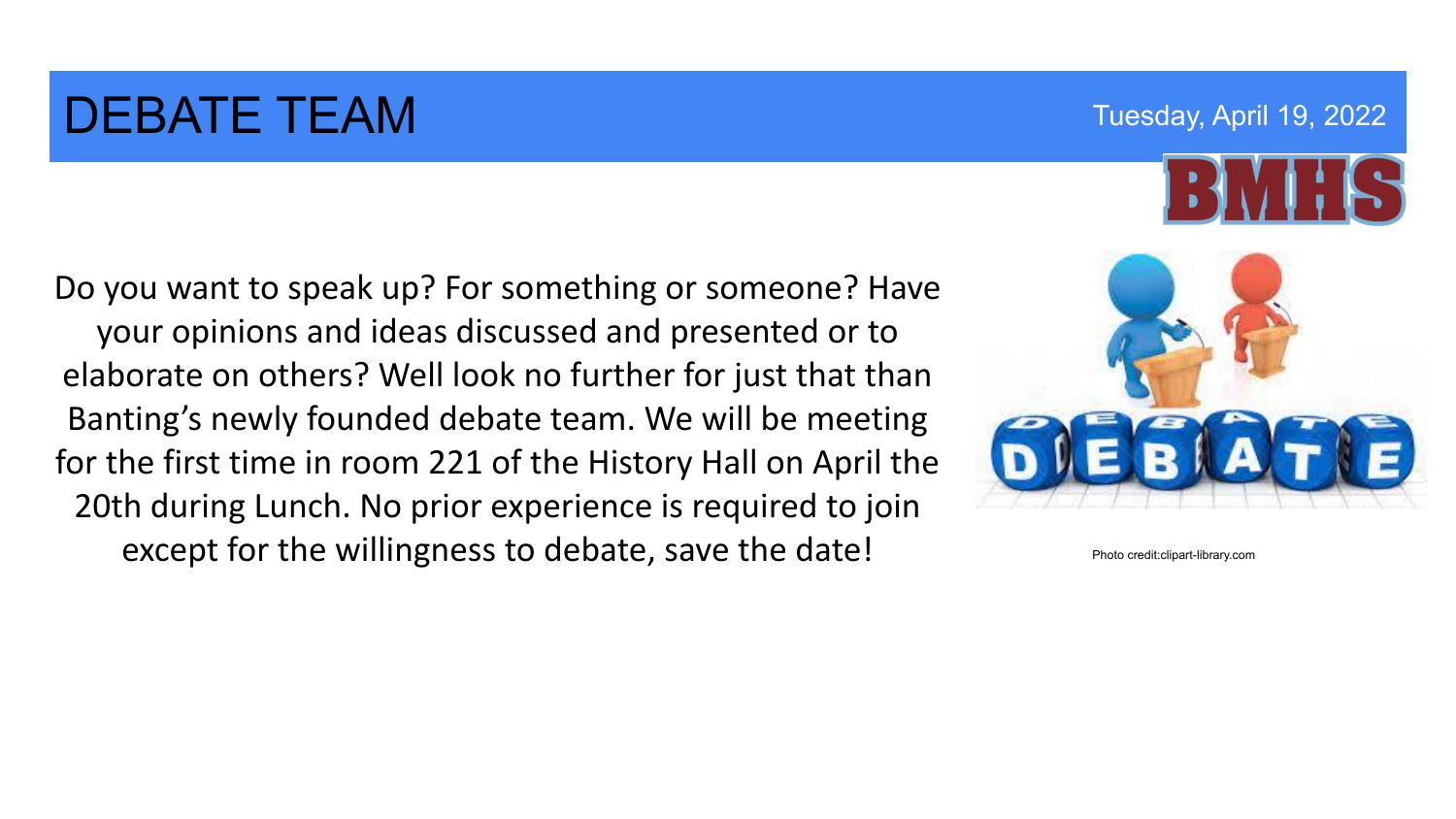# DEBATE TEAM

Tuesday, April 19, 2022

BMHS

Do you want to speak up? For something or someone? Have your opinions and ideas discussed and presented or to elaborate on others? Well look no further for just that than Banting's newly founded debate team. We will be meeting for the first time in room 221 of the History Hall on April the 20th during Lunch. No prior experience is required to join except for the willingness to debate, save the date!

Photo credit:clipart-library.com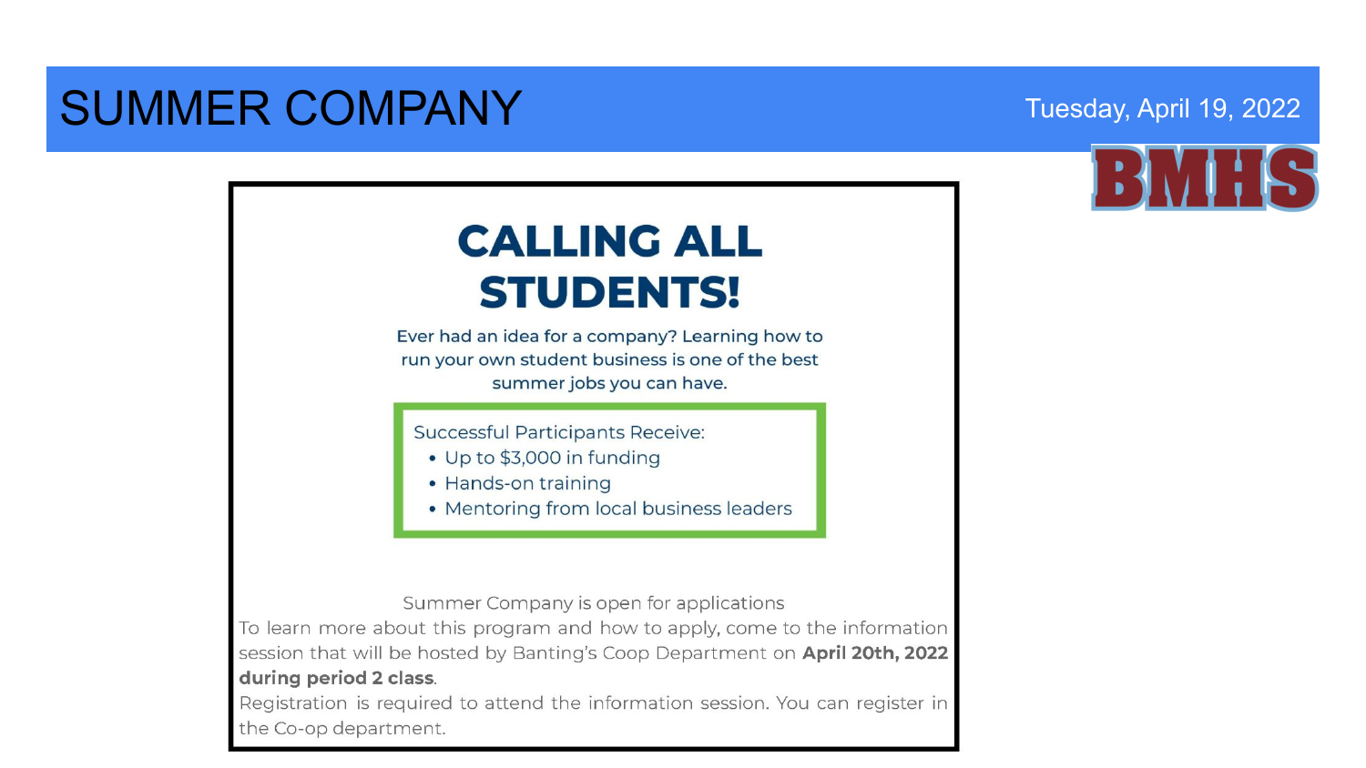# SUMMER COMPANY

Tuesday, April 19, 2022

BMHS

## CALLING ALL STUDENTS!

Ever had an idea for a company? Learning how to run your own student business is one of the best summer jobs you can have.

Successful Participants Receive:

- Up to $3,000 in funding
- Hands-on training
- Mentoring from local business leaders

Summer Company is open for applications

To learn more about this program and how to apply, come to the information session that will be hosted by Banting's Coop Department on **April 20th, 2022 during period 2 class**.

Registration is required to attend the information session. You can register in the Co-op department.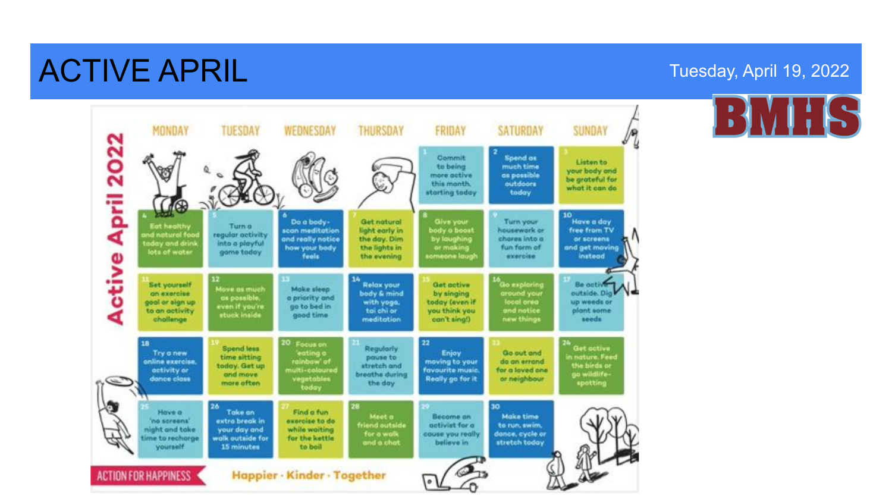# ACTIVE APRIL

Tuesday, April 19, 2022

BMHS

## Active April 2022

| MONDAY | TUESDAY | WEDNESDAY | THURSDAY | FRIDAY | SATURDAY | SUNDAY |
|---|---|---|---|---|---|---|
| | | | | 1 Commit to being more active this month, starting today | 2 Spend as much time as possible outdoors today | 3 Listen to your body and be grateful for what it can do |
| 4 Eat healthy and natural food today and drink lots of water | 5 Turn a regular activity into a playful game today | 6 Do a body-scan meditation and really notice how your body feels | 7 Get natural light early in the day. Dim the lights in the evening | 8 Give your body a boost by laughing or making someone laugh | 9 Turn your housework or chores into a fun form of exercise | 10 Have a day free from TV or screens and get moving instead |
| 11 Set yourself an exercise goal or sign up to an activity challenge | 12 Move as much as possible, even if you're stuck inside | 13 Make sleep a priority and go to bed in good time | 14 Relax your body & mind with yoga, tai chi or meditation | 15 Get active by singing today (even if you think you can't sing!) | 16 Go exploring around your local area and notice new things | 17 Be active outside. Dig up weeds or plant some seeds |
| 18 Try a new online exercise, activity or dance class | 19 Spend less time sitting today. Get up and move more often | 20 Focus on 'eating a rainbow' of multi-coloured vegetables today | 21 Regularly pause to stretch and breathe during the day | 22 Enjoy moving to your favourite music. Really go for it | 23 Go out and do an errand for a loved one or neighbour | 24 Get active in nature. Feed the birds or go wildlife-spotting |
| 25 Have a 'no screens' night and take time to recharge yourself | 26 Take an extra break in your day and walk outside for 15 minutes | 27 Find a fun exercise to do while waiting for the kettle to boil | 28 Meet a friend outside for a walk and a chat | 29 Become an activist for a cause you really believe in | 30 Make time to run, swim, dance, cycle or stretch today | |

ACTION FOR HAPPINESS

Happier · Kinder · Together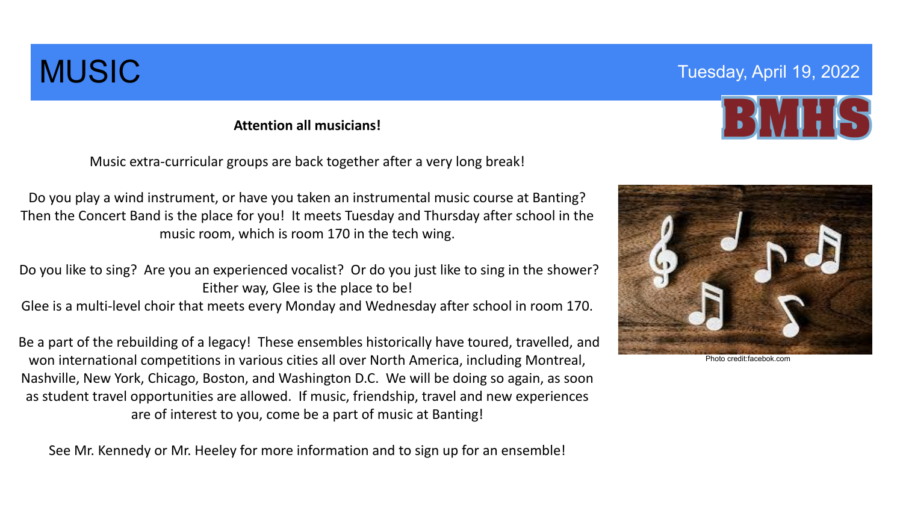# MUSIC

Tuesday, April 19, 2022

BMHS

**Attention all musicians!**

Music extra-curricular groups are back together after a very long break!

Do you play a wind instrument, or have you taken an instrumental music course at Banting? Then the Concert Band is the place for you! It meets Tuesday and Thursday after school in the music room, which is room 170 in the tech wing.

Do you like to sing? Are you an experienced vocalist? Or do you just like to sing in the shower? Either way, Glee is the place to be!
Glee is a multi-level choir that meets every Monday and Wednesday after school in room 170.

Be a part of the rebuilding of a legacy! These ensembles historically have toured, travelled, and won international competitions in various cities all over North America, including Montreal, Nashville, New York, Chicago, Boston, and Washington D.C. We will be doing so again, as soon as student travel opportunities are allowed. If music, friendship, travel and new experiences are of interest to you, come be a part of music at Banting!

See Mr. Kennedy or Mr. Heeley for more information and to sign up for an ensemble!

Photo credit:facebok.com